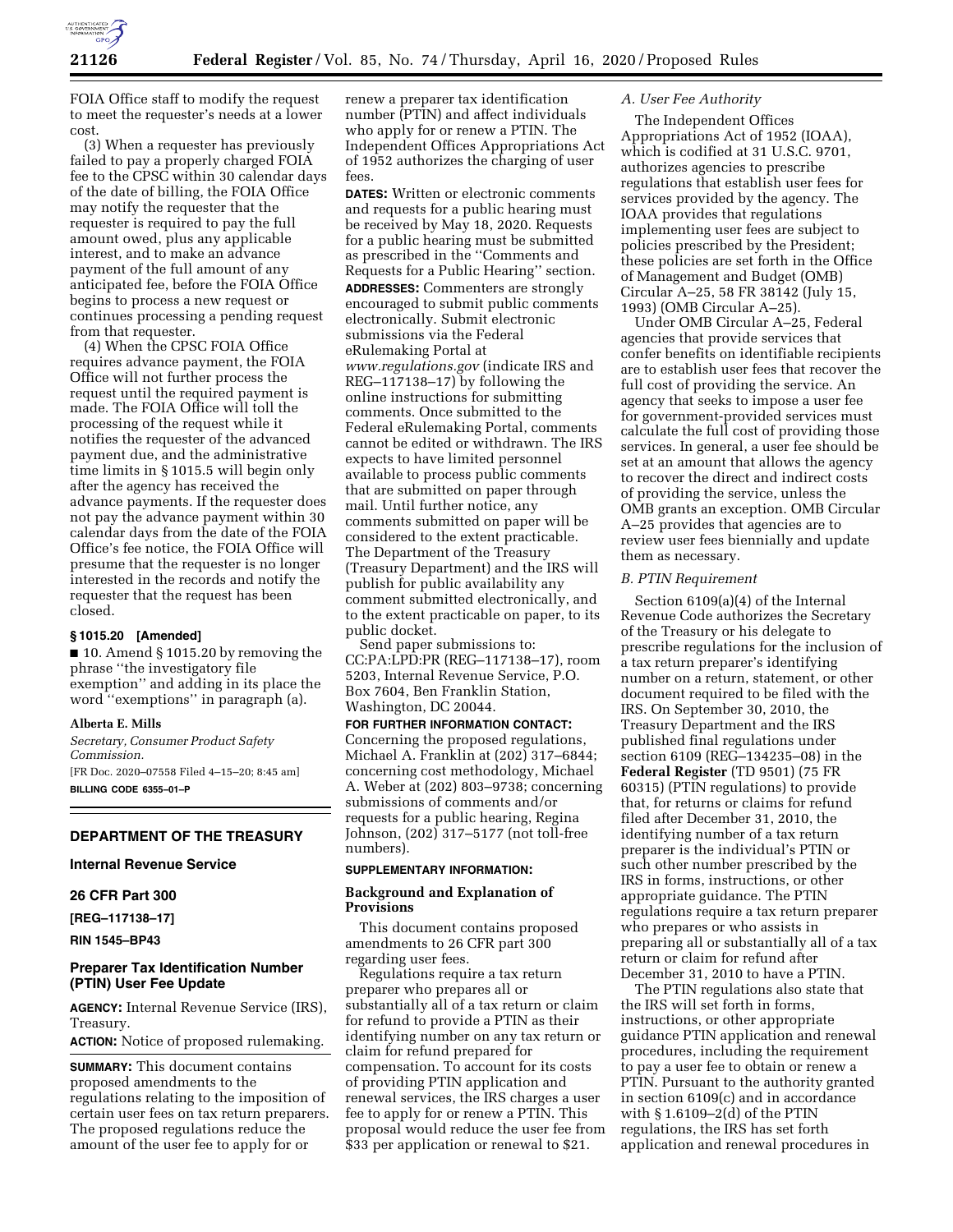FOIA Office staff to modify the request to meet the requester's needs at a lower cost.

(3) When a requester has previously failed to pay a properly charged FOIA fee to the CPSC within 30 calendar days of the date of billing, the FOIA Office may notify the requester that the requester is required to pay the full amount owed, plus any applicable interest, and to make an advance payment of the full amount of any anticipated fee, before the FOIA Office begins to process a new request or continues processing a pending request from that requester.

(4) When the CPSC FOIA Office requires advance payment, the FOIA Office will not further process the request until the required payment is made. The FOIA Office will toll the processing of the request while it notifies the requester of the advanced payment due, and the administrative time limits in § 1015.5 will begin only after the agency has received the advance payments. If the requester does not pay the advance payment within 30 calendar days from the date of the FOIA Office's fee notice, the FOIA Office will presume that the requester is no longer interested in the records and notify the requester that the request has been closed.

**§ 1015.20 [Amended]**

■ 10. Amend § 1015.20 by removing the phrase ''the investigatory file exemption'' and adding in its place the word ''exemptions'' in paragraph (a).

**Alberta E. Mills**

*Secretary, Consumer Product Safety Commission.*

[FR Doc. 2020–07558 Filed 4–15–20; 8:45 am]

**BILLING CODE 6355–01–P**

## DEPARTMENT OF THE TREASURY

### Internal Revenue Service

### 26 CFR Part 300

**[REG–117138–17]**

**RIN 1545–BP43**

### Preparer Tax Identification Number (PTIN) User Fee Update

**AGENCY:** Internal Revenue Service (IRS), Treasury.

**ACTION:** Notice of proposed rulemaking.

**SUMMARY:** This document contains proposed amendments to the regulations relating to the imposition of certain user fees on tax return preparers. The proposed regulations reduce the amount of the user fee to apply for or renew a preparer tax identification number (PTIN) and affect individuals who apply for or renew a PTIN. The Independent Offices Appropriations Act of 1952 authorizes the charging of user fees.

**DATES:** Written or electronic comments and requests for a public hearing must be received by May 18, 2020. Requests for a public hearing must be submitted as prescribed in the ''Comments and Requests for a Public Hearing'' section.

**ADDRESSES:** Commenters are strongly encouraged to submit public comments electronically. Submit electronic submissions via the Federal eRulemaking Portal at *www.regulations.gov* (indicate IRS and REG–117138–17) by following the online instructions for submitting comments. Once submitted to the Federal eRulemaking Portal, comments cannot be edited or withdrawn. The IRS expects to have limited personnel available to process public comments that are submitted on paper through mail. Until further notice, any comments submitted on paper will be considered to the extent practicable. The Department of the Treasury (Treasury Department) and the IRS will publish for public availability any comment submitted electronically, and to the extent practicable on paper, to its public docket.

Send paper submissions to: CC:PA:LPD:PR (REG–117138–17), room 5203, Internal Revenue Service, P.O. Box 7604, Ben Franklin Station, Washington, DC 20044.

**FOR FURTHER INFORMATION CONTACT:** Concerning the proposed regulations, Michael A. Franklin at (202) 317–6844; concerning cost methodology, Michael A. Weber at (202) 803–9738; concerning submissions of comments and/or requests for a public hearing, Regina Johnson, (202) 317–5177 (not toll-free numbers).

**SUPPLEMENTARY INFORMATION:**

### Background and Explanation of Provisions

This document contains proposed amendments to 26 CFR part 300 regarding user fees.

Regulations require a tax return preparer who prepares all or substantially all of a tax return or claim for refund to provide a PTIN as their identifying number on any tax return or claim for refund prepared for compensation. To account for its costs of providing PTIN application and renewal services, the IRS charges a user fee to apply for or renew a PTIN. This proposal would reduce the user fee from $33 per application or renewal to $21.

*A. User Fee Authority*

The Independent Offices Appropriations Act of 1952 (IOAA), which is codified at 31 U.S.C. 9701, authorizes agencies to prescribe regulations that establish user fees for services provided by the agency. The IOAA provides that regulations implementing user fees are subject to policies prescribed by the President; these policies are set forth in the Office of Management and Budget (OMB) Circular A–25, 58 FR 38142 (July 15, 1993) (OMB Circular A–25).

Under OMB Circular A–25, Federal agencies that provide services that confer benefits on identifiable recipients are to establish user fees that recover the full cost of providing the service. An agency that seeks to impose a user fee for government-provided services must calculate the full cost of providing those services. In general, a user fee should be set at an amount that allows the agency to recover the direct and indirect costs of providing the service, unless the OMB grants an exception. OMB Circular A–25 provides that agencies are to review user fees biennially and update them as necessary.

*B. PTIN Requirement*

Section 6109(a)(4) of the Internal Revenue Code authorizes the Secretary of the Treasury or his delegate to prescribe regulations for the inclusion of a tax return preparer's identifying number on a return, statement, or other document required to be filed with the IRS. On September 30, 2010, the Treasury Department and the IRS published final regulations under section 6109 (REG–134235–08) in the **Federal Register** (TD 9501) (75 FR 60315) (PTIN regulations) to provide that, for returns or claims for refund filed after December 31, 2010, the identifying number of a tax return preparer is the individual's PTIN or such other number prescribed by the IRS in forms, instructions, or other appropriate guidance. The PTIN regulations require a tax return preparer who prepares or who assists in preparing all or substantially all of a tax return or claim for refund after December 31, 2010 to have a PTIN.

The PTIN regulations also state that the IRS will set forth in forms, instructions, or other appropriate guidance PTIN application and renewal procedures, including the requirement to pay a user fee to obtain or renew a PTIN. Pursuant to the authority granted in section 6109(c) and in accordance with § 1.6109–2(d) of the PTIN regulations, the IRS has set forth application and renewal procedures in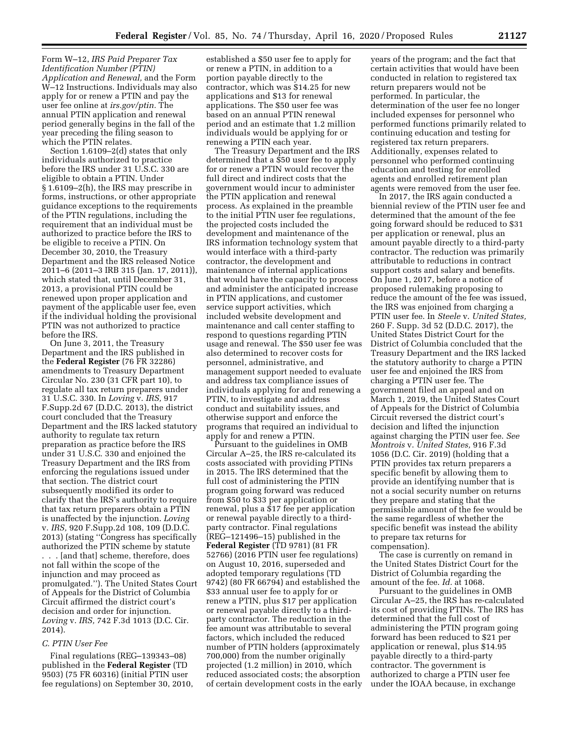Form W–12, *IRS Paid Preparer Tax Identification Number (PTIN) Application and Renewal,* and the Form W–12 Instructions. Individuals may also apply for or renew a PTIN and pay the user fee online at *irs.gov/ptin.* The annual PTIN application and renewal period generally begins in the fall of the year preceding the filing season to which the PTIN relates.

Section 1.6109–2(d) states that only individuals authorized to practice before the IRS under 31 U.S.C. 330 are eligible to obtain a PTIN. Under § 1.6109–2(h), the IRS may prescribe in forms, instructions, or other appropriate guidance exceptions to the requirements of the PTIN regulations, including the requirement that an individual must be authorized to practice before the IRS to be eligible to receive a PTIN. On December 30, 2010, the Treasury Department and the IRS released Notice 2011–6 (2011–3 IRB 315 (Jan. 17, 2011)), which stated that, until December 31, 2013, a provisional PTIN could be renewed upon proper application and payment of the applicable user fee, even if the individual holding the provisional PTIN was not authorized to practice before the IRS.

On June 3, 2011, the Treasury Department and the IRS published in the **Federal Register** (76 FR 32286) amendments to Treasury Department Circular No. 230 (31 CFR part 10), to regulate all tax return preparers under 31 U.S.C. 330. In *Loving* v. *IRS,* 917 F.Supp.2d 67 (D.D.C. 2013), the district court concluded that the Treasury Department and the IRS lacked statutory authority to regulate tax return preparation as practice before the IRS under 31 U.S.C. 330 and enjoined the Treasury Department and the IRS from enforcing the regulations issued under that section. The district court subsequently modified its order to clarify that the IRS's authority to require that tax return preparers obtain a PTIN is unaffected by the injunction. *Loving* v. *IRS,* 920 F.Supp.2d 108, 109 (D.D.C. 2013) (stating ''Congress has specifically authorized the PTIN scheme by statute . . . [and that] scheme, therefore, does not fall within the scope of the injunction and may proceed as promulgated.''). The United States Court of Appeals for the District of Columbia Circuit affirmed the district court's decision and order for injunction. *Loving* v. *IRS,* 742 F.3d 1013 (D.C. Cir. 2014).

### *C. PTIN User Fee*

Final regulations (REG–139343–08) published in the **Federal Register** (TD 9503) (75 FR 60316) (initial PTIN user fee regulations) on September 30, 2010, established a $50 user fee to apply for or renew a PTIN, in addition to a portion payable directly to the contractor, which was $14.25 for new applications and $13 for renewal applications. The $50 user fee was based on an annual PTIN renewal period and an estimate that 1.2 million individuals would be applying for or renewing a PTIN each year.

The Treasury Department and the IRS determined that a $50 user fee to apply for or renew a PTIN would recover the full direct and indirect costs that the government would incur to administer the PTIN application and renewal process. As explained in the preamble to the initial PTIN user fee regulations, the projected costs included the development and maintenance of the IRS information technology system that would interface with a third-party contractor, the development and maintenance of internal applications that would have the capacity to process and administer the anticipated increase in PTIN applications, and customer service support activities, which included website development and maintenance and call center staffing to respond to questions regarding PTIN usage and renewal. The $50 user fee was also determined to recover costs for personnel, administrative, and management support needed to evaluate and address tax compliance issues of individuals applying for and renewing a PTIN, to investigate and address conduct and suitability issues, and otherwise support and enforce the programs that required an individual to apply for and renew a PTIN.

Pursuant to the guidelines in OMB Circular A–25, the IRS re-calculated its costs associated with providing PTINs in 2015. The IRS determined that the full cost of administering the PTIN program going forward was reduced from $50 to $33 per application or renewal, plus a $17 fee per application or renewal payable directly to a third-party contractor. Final regulations (REG–121496–15) published in the **Federal Register** (TD 9781) (81 FR 52766) (2016 PTIN user fee regulations) on August 10, 2016, superseded and adopted temporary regulations (TD 9742) (80 FR 66794) and established the $33 annual user fee to apply for or renew a PTIN, plus $17 per application or renewal payable directly to a third-party contractor. The reduction in the fee amount was attributable to several factors, which included the reduced number of PTIN holders (approximately 700,000) from the number originally projected (1.2 million) in 2010, which reduced associated costs; the absorption of certain development costs in the early years of the program; and the fact that certain activities that would have been conducted in relation to registered tax return preparers would not be performed. In particular, the determination of the user fee no longer included expenses for personnel who performed functions primarily related to continuing education and testing for registered tax return preparers. Additionally, expenses related to personnel who performed continuing education and testing for enrolled agents and enrolled retirement plan agents were removed from the user fee.

In 2017, the IRS again conducted a biennial review of the PTIN user fee and determined that the amount of the fee going forward should be reduced to $31 per application or renewal, plus an amount payable directly to a third-party contractor. The reduction was primarily attributable to reductions in contract support costs and salary and benefits. On June 1, 2017, before a notice of proposed rulemaking proposing to reduce the amount of the fee was issued, the IRS was enjoined from charging a PTIN user fee. In *Steele* v. *United States,* 260 F. Supp. 3d 52 (D.D.C. 2017), the United States District Court for the District of Columbia concluded that the Treasury Department and the IRS lacked the statutory authority to charge a PTIN user fee and enjoined the IRS from charging a PTIN user fee. The government filed an appeal and on March 1, 2019, the United States Court of Appeals for the District of Columbia Circuit reversed the district court's decision and lifted the injunction against charging the PTIN user fee. *See Montrois* v. *United States,* 916 F.3d 1056 (D.C. Cir. 2019) (holding that a PTIN provides tax return preparers a specific benefit by allowing them to provide an identifying number that is not a social security number on returns they prepare and stating that the permissible amount of the fee would be the same regardless of whether the specific benefit was instead the ability to prepare tax returns for compensation).

The case is currently on remand in the United States District Court for the District of Columbia regarding the amount of the fee. *Id.* at 1068.

Pursuant to the guidelines in OMB Circular A–25, the IRS has re-calculated its cost of providing PTINs. The IRS has determined that the full cost of administering the PTIN program going forward has been reduced to $21 per application or renewal, plus $14.95 payable directly to a third-party contractor. The government is authorized to charge a PTIN user fee under the IOAA because, in exchange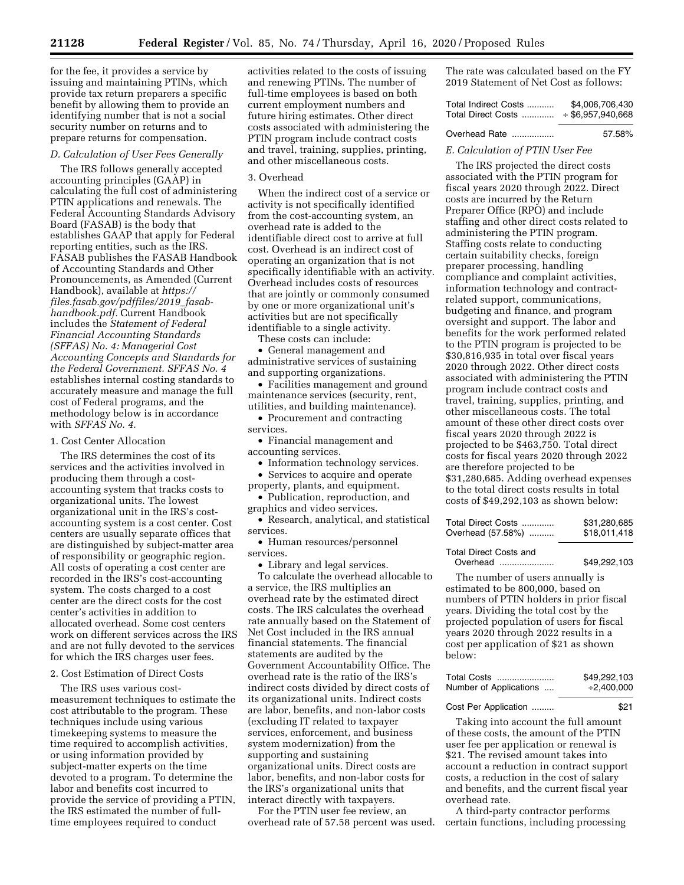for the fee, it provides a service by issuing and maintaining PTINs, which provide tax return preparers a specific benefit by allowing them to provide an identifying number that is not a social security number on returns and to prepare returns for compensation.

### D. Calculation of User Fees Generally

The IRS follows generally accepted accounting principles (GAAP) in calculating the full cost of administering PTIN applications and renewals. The Federal Accounting Standards Advisory Board (FASAB) is the body that establishes GAAP that apply for Federal reporting entities, such as the IRS. FASAB publishes the FASAB Handbook of Accounting Standards and Other Pronouncements, as Amended (Current Handbook), available at *https://files.fasab.gov/pdffiles/2019_fasab-handbook.pdf*. Current Handbook includes the *Statement of Federal Financial Accounting Standards (SFFAS) No. 4: Managerial Cost Accounting Concepts and Standards for the Federal Government. SFFAS No. 4* establishes internal costing standards to accurately measure and manage the full cost of Federal programs, and the methodology below is in accordance with *SFFAS No. 4*.

#### 1. Cost Center Allocation

The IRS determines the cost of its services and the activities involved in producing them through a cost-accounting system that tracks costs to organizational units. The lowest organizational unit in the IRS's cost-accounting system is a cost center. Cost centers are usually separate offices that are distinguished by subject-matter area of responsibility or geographic region. All costs of operating a cost center are recorded in the IRS's cost-accounting system. The costs charged to a cost center are the direct costs for the cost center's activities in addition to allocated overhead. Some cost centers work on different services across the IRS and are not fully devoted to the services for which the IRS charges user fees.

#### 2. Cost Estimation of Direct Costs

The IRS uses various cost-measurement techniques to estimate the cost attributable to the program. These techniques include using various timekeeping systems to measure the time required to accomplish activities, or using information provided by subject-matter experts on the time devoted to a program. To determine the labor and benefits cost incurred to provide the service of providing a PTIN, the IRS estimated the number of full-time employees required to conduct activities related to the costs of issuing and renewing PTINs. The number of full-time employees is based on both current employment numbers and future hiring estimates. Other direct costs associated with administering the PTIN program include contract costs and travel, training, supplies, printing, and other miscellaneous costs.

#### 3. Overhead

When the indirect cost of a service or activity is not specifically identified from the cost-accounting system, an overhead rate is added to the identifiable direct cost to arrive at full cost. Overhead is an indirect cost of operating an organization that is not specifically identifiable with an activity. Overhead includes costs of resources that are jointly or commonly consumed by one or more organizational unit's activities but are not specifically identifiable to a single activity.

These costs can include:

- General management and administrative services of sustaining and supporting organizations.
- Facilities management and ground maintenance services (security, rent, utilities, and building maintenance).
- Procurement and contracting services.
- Financial management and accounting services.
- Information technology services.
- Services to acquire and operate property, plants, and equipment.
- Publication, reproduction, and graphics and video services.
- Research, analytical, and statistical services.
- Human resources/personnel services.
- Library and legal services.

To calculate the overhead allocable to a service, the IRS multiplies an overhead rate by the estimated direct costs. The IRS calculates the overhead rate annually based on the Statement of Net Cost included in the IRS annual financial statements. The financial statements are audited by the Government Accountability Office. The overhead rate is the ratio of the IRS's indirect costs divided by direct costs of its organizational units. Indirect costs are labor, benefits, and non-labor costs (excluding IT related to taxpayer services, enforcement, and business system modernization) from the supporting and sustaining organizational units. Direct costs are labor, benefits, and non-labor costs for the IRS's organizational units that interact directly with taxpayers.

For the PTIN user fee review, an overhead rate of 57.58 percent was used. The rate was calculated based on the FY 2019 Statement of Net Cost as follows:

| | |
|---|---|
| Total Indirect Costs | $4,006,706,430 |
| Total Direct Costs | ÷ $6,957,940,668 |
| Overhead Rate | 57.58% |

### E. Calculation of PTIN User Fee

The IRS projected the direct costs associated with the PTIN program for fiscal years 2020 through 2022. Direct costs are incurred by the Return Preparer Office (RPO) and include staffing and other direct costs related to administering the PTIN program. Staffing costs relate to conducting certain suitability checks, foreign preparer processing, handling compliance and complaint activities, information technology and contract-related support, communications, budgeting and finance, and program oversight and support. The labor and benefits for the work performed related to the PTIN program is projected to be $30,816,935 in total over fiscal years 2020 through 2022. Other direct costs associated with administering the PTIN program include contract costs and travel, training, supplies, printing, and other miscellaneous costs. The total amount of these other direct costs over fiscal years 2020 through 2022 is projected to be $463,750. Total direct costs for fiscal years 2020 through 2022 are therefore projected to be $31,280,685. Adding overhead expenses to the total direct costs results in total costs of $49,292,103 as shown below:

| | |
|---|---|
| Total Direct Costs | $31,280,685 |
| Overhead (57.58%) | $18,011,418 |
| Total Direct Costs and Overhead | $49,292,103 |

The number of users annually is estimated to be 800,000, based on numbers of PTIN holders in prior fiscal years. Dividing the total cost by the projected population of users for fiscal years 2020 through 2022 results in a cost per application of $21 as shown below:

| | |
|---|---|
| Total Costs | $49,292,103 |
| Number of Applications | ÷2,400,000 |
| Cost Per Application | $21 |

Taking into account the full amount of these costs, the amount of the PTIN user fee per application or renewal is $21. The revised amount takes into account a reduction in contract support costs, a reduction in the cost of salary and benefits, and the current fiscal year overhead rate.

A third-party contractor performs certain functions, including processing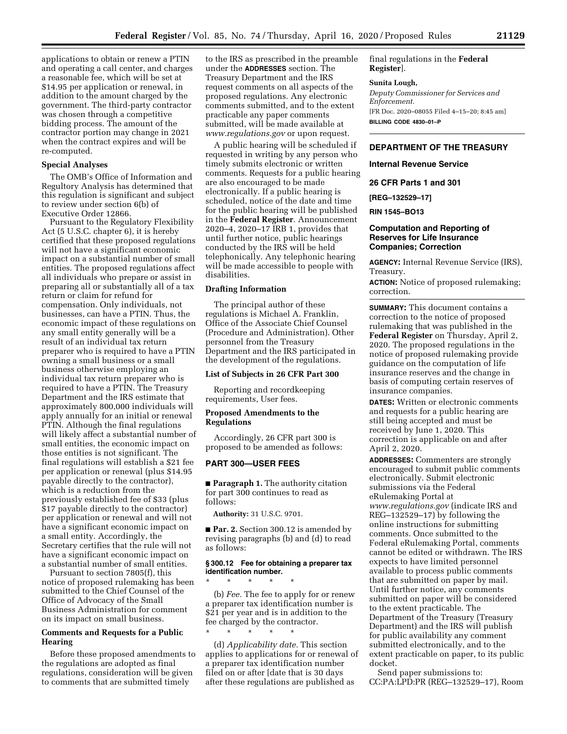applications to obtain or renew a PTIN and operating a call center, and charges a reasonable fee, which will be set at $14.95 per application or renewal, in addition to the amount charged by the government. The third-party contractor was chosen through a competitive bidding process. The amount of the contractor portion may change in 2021 when the contract expires and will be re-computed.

### Special Analyses

The OMB's Office of Information and Regultory Analysis has determined that this regulation is significant and subject to review under section 6(b) of Executive Order 12866.

Pursuant to the Regulatory Flexibility Act (5 U.S.C. chapter 6), it is hereby certified that these proposed regulations will not have a significant economic impact on a substantial number of small entities. The proposed regulations affect all individuals who prepare or assist in preparing all or substantially all of a tax return or claim for refund for compensation. Only individuals, not businesses, can have a PTIN. Thus, the economic impact of these regulations on any small entity generally will be a result of an individual tax return preparer who is required to have a PTIN owning a small business or a small business otherwise employing an individual tax return preparer who is required to have a PTIN. The Treasury Department and the IRS estimate that approximately 800,000 individuals will apply annually for an initial or renewal PTIN. Although the final regulations will likely affect a substantial number of small entities, the economic impact on those entities is not significant. The final regulations will establish a $21 fee per application or renewal (plus $14.95 payable directly to the contractor), which is a reduction from the previously established fee of $33 (plus $17 payable directly to the contractor) per application or renewal and will not have a significant economic impact on a small entity. Accordingly, the Secretary certifies that the rule will not have a significant economic impact on a substantial number of small entities.

Pursuant to section 7805(f), this notice of proposed rulemaking has been submitted to the Chief Counsel of the Office of Advocacy of the Small Business Administration for comment on its impact on small business.

### Comments and Requests for a Public Hearing

Before these proposed amendments to the regulations are adopted as final regulations, consideration will be given to comments that are submitted timely to the IRS as prescribed in the preamble under the **ADDRESSES** section. The Treasury Department and the IRS request comments on all aspects of the proposed regulations. Any electronic comments submitted, and to the extent practicable any paper comments submitted, will be made available at *www.regulations.gov* or upon request.

A public hearing will be scheduled if requested in writing by any person who timely submits electronic or written comments. Requests for a public hearing are also encouraged to be made electronically. If a public hearing is scheduled, notice of the date and time for the public hearing will be published in the **Federal Register**. Announcement 2020–4, 2020–17 IRB 1, provides that until further notice, public hearings conducted by the IRS will be held telephonically. Any telephonic hearing will be made accessible to people with disabilities.

### Drafting Information

The principal author of these regulations is Michael A. Franklin, Office of the Associate Chief Counsel (Procedure and Administration). Other personnel from the Treasury Department and the IRS participated in the development of the regulations.

### List of Subjects in 26 CFR Part 300

Reporting and recordkeeping requirements, User fees.

### Proposed Amendments to the Regulations

Accordingly, 26 CFR part 300 is proposed to be amended as follows:

## PART 300—USER FEES

■ **Paragraph 1.** The authority citation for part 300 continues to read as follows:

**Authority:** 31 U.S.C. 9701.

■ **Par. 2.** Section 300.12 is amended by revising paragraphs (b) and (d) to read as follows:

#### § 300.12 Fee for obtaining a preparer tax identification number.

\* \* \* \* \*

(b) *Fee.* The fee to apply for or renew a preparer tax identification number is $21 per year and is in addition to the fee charged by the contractor.

\* \* \* \* \*

(d) *Applicability date.* This section applies to applications for or renewal of a preparer tax identification number filed on or after [date that is 30 days after these regulations are published as final regulations in the **Federal Register**].

**Sunita Lough,**

*Deputy Commissioner for Services and Enforcement.*

[FR Doc. 2020–08055 Filed 4–15–20; 8:45 am]

**BILLING CODE 4830–01–P**

---

## DEPARTMENT OF THE TREASURY

### Internal Revenue Service

### 26 CFR Parts 1 and 301

**[REG–132529–17]**

**RIN 1545–BO13**

### Computation and Reporting of Reserves for Life Insurance Companies; Correction

**AGENCY:** Internal Revenue Service (IRS), Treasury.

**ACTION:** Notice of proposed rulemaking; correction.

**SUMMARY:** This document contains a correction to the notice of proposed rulemaking that was published in the **Federal Register** on Thursday, April 2, 2020. The proposed regulations in the notice of proposed rulemaking provide guidance on the computation of life insurance reserves and the change in basis of computing certain reserves of insurance companies.

**DATES:** Written or electronic comments and requests for a public hearing are still being accepted and must be received by June 1, 2020. This correction is applicable on and after April 2, 2020.

**ADDRESSES:** Commenters are strongly encouraged to submit public comments electronically. Submit electronic submissions via the Federal eRulemaking Portal at *www.regulations.gov* (indicate IRS and REG–132529–17) by following the online instructions for submitting comments. Once submitted to the Federal eRulemaking Portal, comments cannot be edited or withdrawn. The IRS expects to have limited personnel available to process public comments that are submitted on paper by mail. Until further notice, any comments submitted on paper will be considered to the extent practicable. The Department of the Treasury (Treasury Department) and the IRS will publish for public availability any comment submitted electronically, and to the extent practicable on paper, to its public docket.

Send paper submissions to: CC:PA:LPD:PR (REG–132529–17), Room